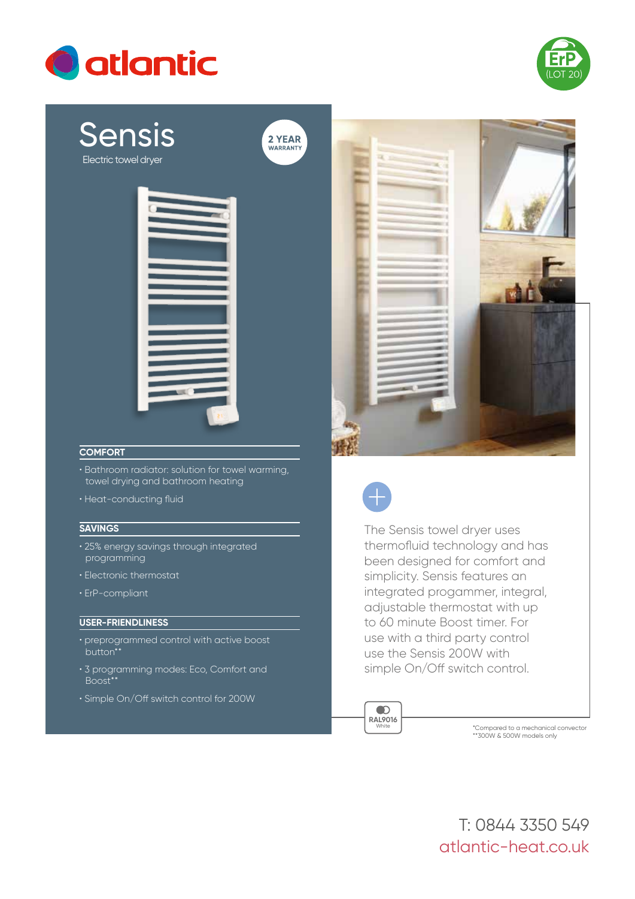atlantic

ErP (LOT 20)

# Sensis

Electric towel dryer

2 YEAR WARRANTY

### COMFORT

- Bathroom radiator: solution for towel warming, towel drying and bathroom heating
- Heat-conducting fluid

### SAVINGS

- 25% energy savings through integrated programming
- Electronic thermostat
- ErP-compliant

### USER-FRIENDLINESS

- preprogrammed control with active boost button**
- 3 programming modes: Eco, Comfort and Boost**
- Simple On/Off switch control for 200W

The Sensis towel dryer uses thermofluid technology and has been designed for comfort and simplicity. Sensis features an integrated progammer, integral, adjustable thermostat with up to 60 minute Boost timer. For use with a third party control use the Sensis 200W with simple On/Off switch control.

RAL9016 White

*Compared to a mechanical convector
**300W & 500W models only

T: 0844 3350 549
atlantic-heat.co.uk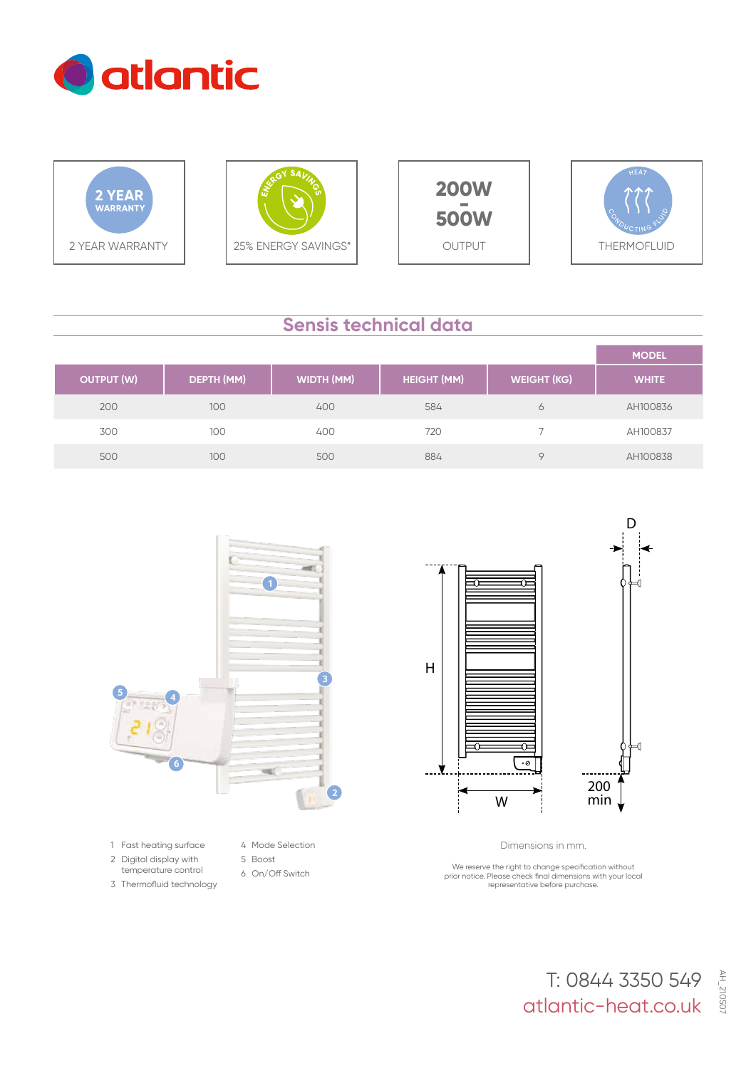2 YEAR WARRANTY

25% ENERGY SAVINGS*

200W - 500W OUTPUT

THERMOFLUID

## Sensis technical data

| | | | | | MODEL |
|---|---|---|---|---|---|
| OUTPUT (W) | DEPTH (MM) | WIDTH (MM) | HEIGHT (MM) | WEIGHT (KG) | WHITE |
| 200 | 100 | 400 | 584 | 6 | AH100836 |
| 300 | 100 | 400 | 720 | 7 | AH100837 |
| 500 | 100 | 500 | 884 | 9 | AH100838 |

1. Fast heating surface
2. Digital display with temperature control
3. Thermofluid technology
4. Mode Selection
5. Boost
6. On/Off Switch

H

W

D

200 min

Dimensions in mm.

We reserve the right to change specification without prior notice. Please check final dimensions with your local representative before purchase.

T: 0844 3350 549
atlantic-heat.co.uk

AH_210507